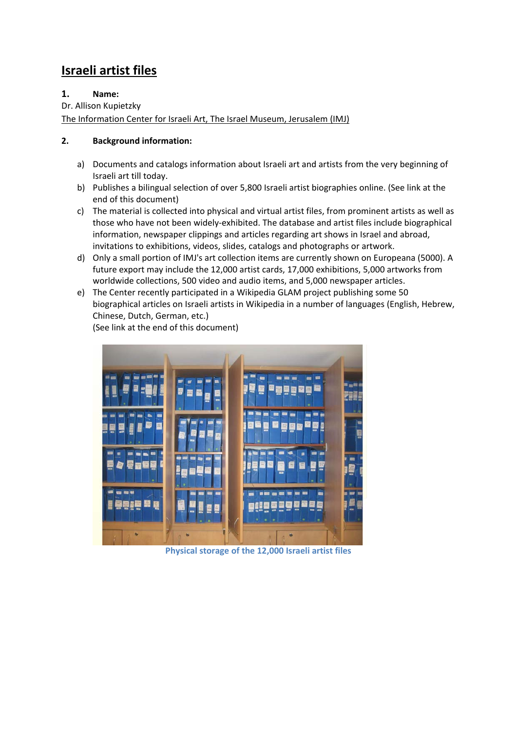# Israeli artist files

**1. Name:**

Dr. Allison Kupietzky

The Information Center for Israeli Art, The Israel Museum, Jerusalem (IMJ)

**2. Background information:**

a) Documents and catalogs information about Israeli art and artists from the very beginning of Israeli art till today.

b) Publishes a bilingual selection of over 5,800 Israeli artist biographies online. (See link at the end of this document)

c) The material is collected into physical and virtual artist files, from prominent artists as well as those who have not been widely-exhibited. The database and artist files include biographical information, newspaper clippings and articles regarding art shows in Israel and abroad, invitations to exhibitions, videos, slides, catalogs and photographs or artwork.

d) Only a small portion of IMJ's art collection items are currently shown on Europeana (5000). A future export may include the 12,000 artist cards, 17,000 exhibitions, 5,000 artworks from worldwide collections, 500 video and audio items, and 5,000 newspaper articles.

e) The Center recently participated in a Wikipedia GLAM project publishing some 50 biographical articles on Israeli artists in Wikipedia in a number of languages (English, Hebrew, Chinese, Dutch, German, etc.)
(See link at the end of this document)

Physical storage of the 12,000 Israeli artist files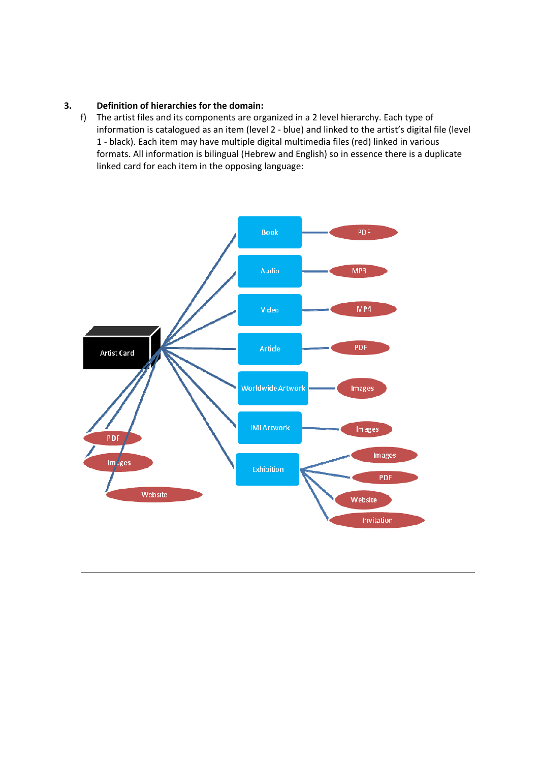3. **Definition of hierarchies for the domain:**

f) The artist files and its components are organized in a 2 level hierarchy. Each type of information is catalogued as an item (level 2 - blue) and linked to the artist's digital file (level 1 - black). Each item may have multiple digital multimedia files (red) linked in various formats. All information is bilingual (Hebrew and English) so in essence there is a duplicate linked card for each item in the opposing language:

Artist Card

Book — PDF

Audio — MP3

Video — MP4

Article — PDF

Worldwide Artwork — Images

IMJ Artwork — Images

Exhibition — Images, PDF, Website, Invitation

PDF

Images

Website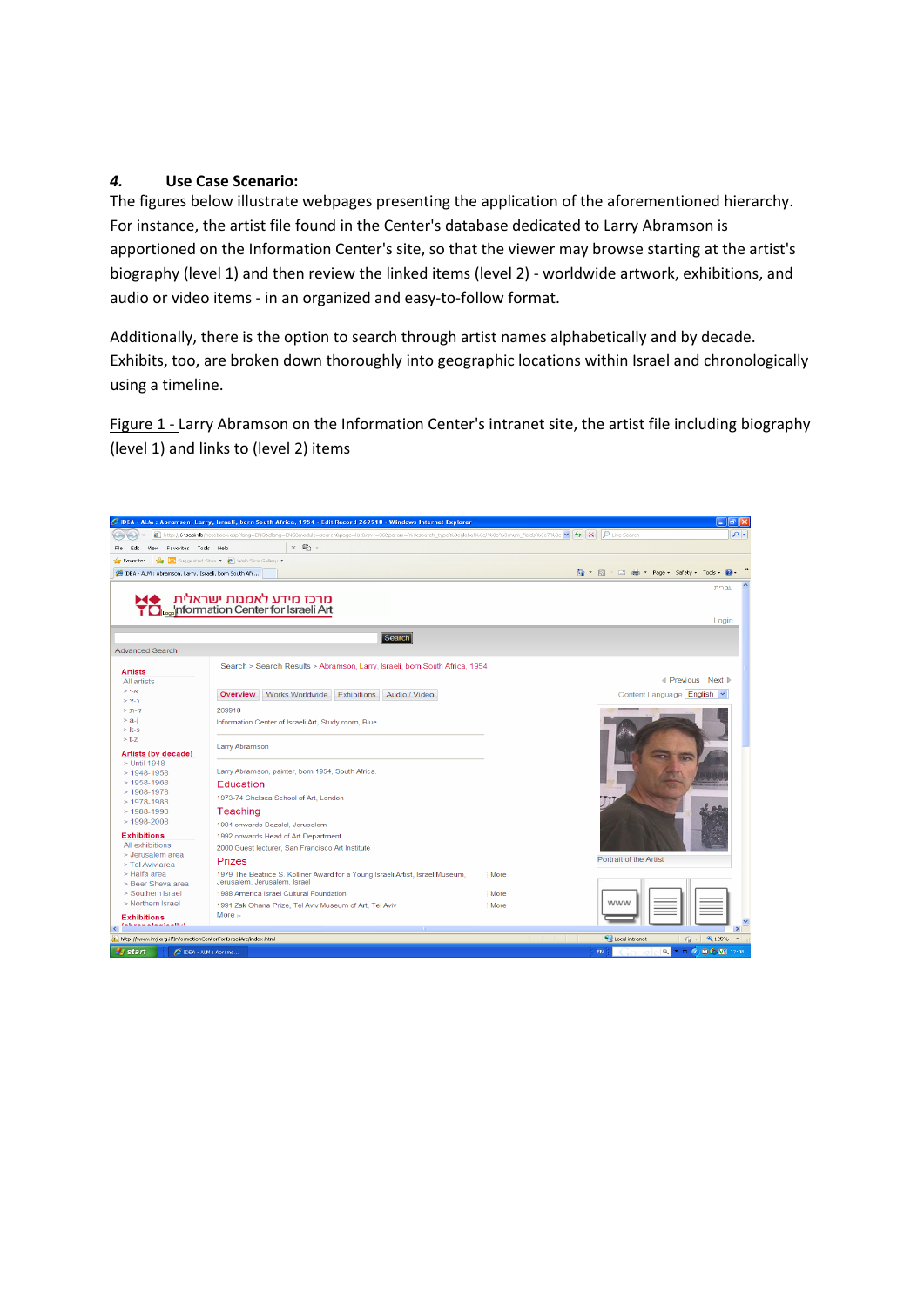### *4.* Use Case Scenario:

The figures below illustrate webpages presenting the application of the aforementioned hierarchy. For instance, the artist file found in the Center's database dedicated to Larry Abramson is apportioned on the Information Center's site, so that the viewer may browse starting at the artist's biography (level 1) and then review the linked items (level 2) - worldwide artwork, exhibitions, and audio or video items - in an organized and easy-to-follow format.

Additionally, there is the option to search through artist names alphabetically and by decade. Exhibits, too, are broken down thoroughly into geographic locations within Israel and chronologically using a timeline.

<u>Figure 1 -</u> Larry Abramson on the Information Center's intranet site, the artist file including biography (level 1) and links to (level 2) items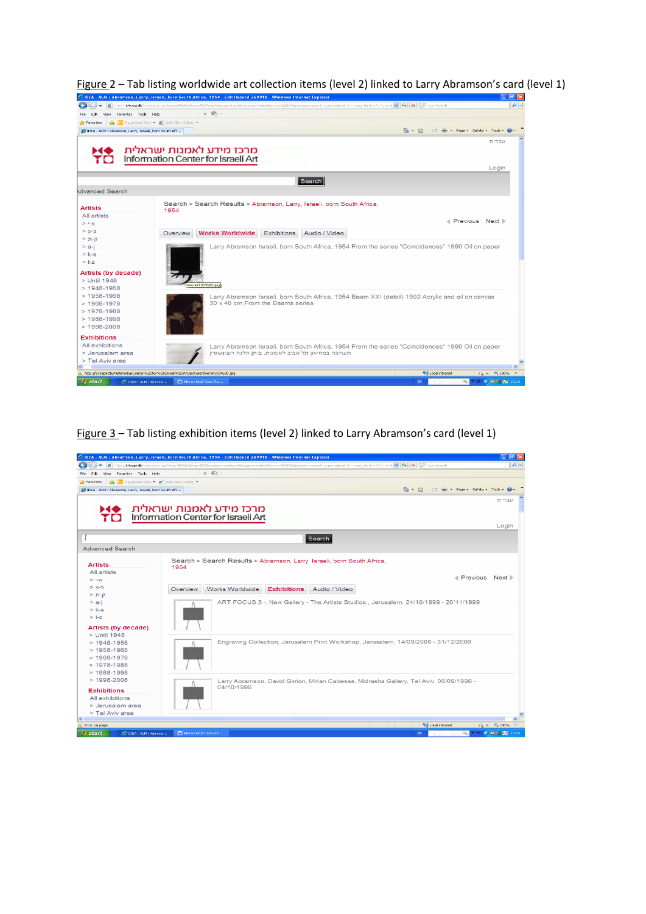Figure 2 – Tab listing worldwide art collection items (level 2) linked to Larry Abramson's card (level 1)

Figure 3 – Tab listing exhibition items (level 2) linked to Larry Abramson's card (level 1)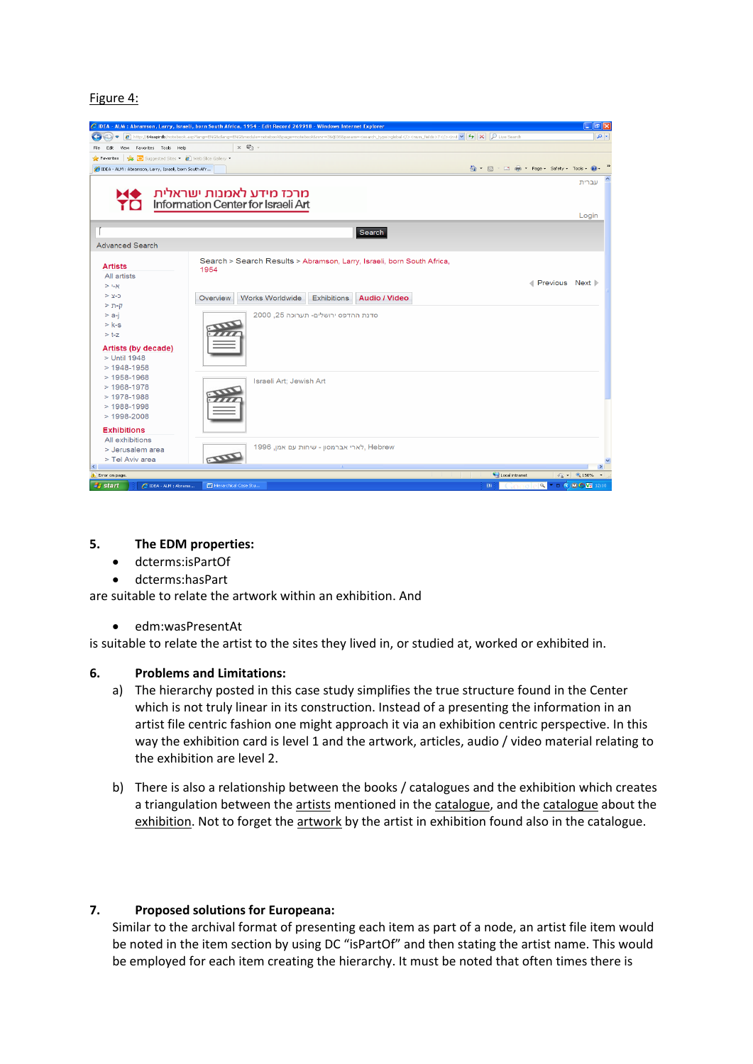Figure 4:

5. **The EDM properties:**

- dcterms:isPartOf
- dcterms:hasPart

are suitable to relate the artwork within an exhibition. And

- edm:wasPresentAt

is suitable to relate the artist to the sites they lived in, or studied at, worked or exhibited in.

6. **Problems and Limitations:**

a) The hierarchy posted in this case study simplifies the true structure found in the Center which is not truly linear in its construction. Instead of a presenting the information in an artist file centric fashion one might approach it via an exhibition centric perspective. In this way the exhibition card is level 1 and the artwork, articles, audio / video material relating to the exhibition are level 2.

b) There is also a relationship between the books / catalogues and the exhibition which creates a triangulation between the artists mentioned in the catalogue, and the catalogue about the exhibition. Not to forget the artwork by the artist in exhibition found also in the catalogue.

7. **Proposed solutions for Europeana:**

Similar to the archival format of presenting each item as part of a node, an artist file item would be noted in the item section by using DC “isPartOf” and then stating the artist name. This would be employed for each item creating the hierarchy. It must be noted that often times there is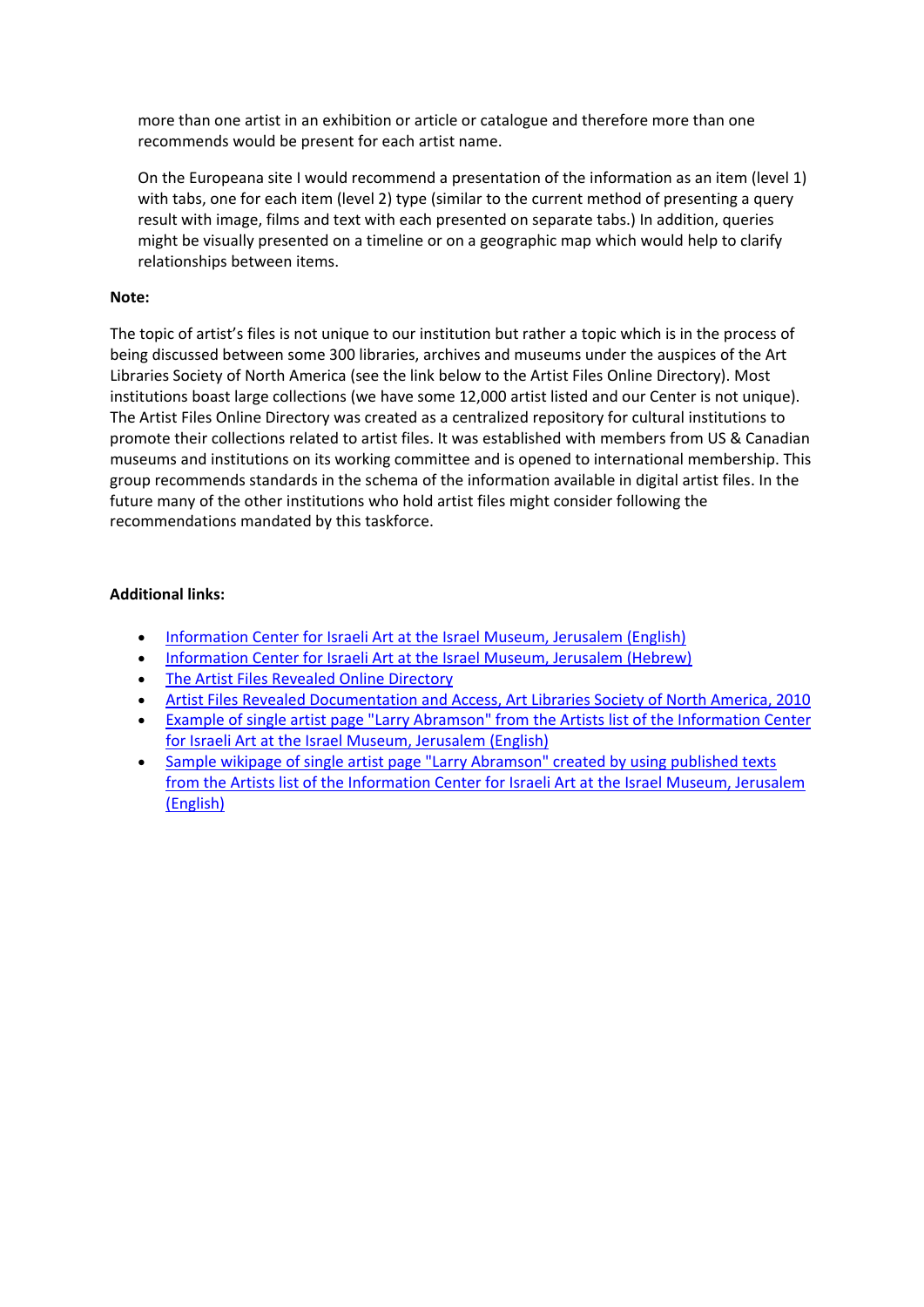more than one artist in an exhibition or article or catalogue and therefore more than one recommends would be present for each artist name.

On the Europeana site I would recommend a presentation of the information as an item (level 1) with tabs, one for each item (level 2) type (similar to the current method of presenting a query result with image, films and text with each presented on separate tabs.) In addition, queries might be visually presented on a timeline or on a geographic map which would help to clarify relationships between items.

**Note:**

The topic of artist's files is not unique to our institution but rather a topic which is in the process of being discussed between some 300 libraries, archives and museums under the auspices of the Art Libraries Society of North America (see the link below to the Artist Files Online Directory). Most institutions boast large collections (we have some 12,000 artist listed and our Center is not unique). The Artist Files Online Directory was created as a centralized repository for cultural institutions to promote their collections related to artist files. It was established with members from US & Canadian museums and institutions on its working committee and is opened to international membership. This group recommends standards in the schema of the information available in digital artist files. In the future many of the other institutions who hold artist files might consider following the recommendations mandated by this taskforce.

**Additional links:**

- Information Center for Israeli Art at the Israel Museum, Jerusalem (English)
- Information Center for Israeli Art at the Israel Museum, Jerusalem (Hebrew)
- The Artist Files Revealed Online Directory
- Artist Files Revealed Documentation and Access, Art Libraries Society of North America, 2010
- Example of single artist page "Larry Abramson" from the Artists list of the Information Center for Israeli Art at the Israel Museum, Jerusalem (English)
- Sample wikipage of single artist page "Larry Abramson" created by using published texts from the Artists list of the Information Center for Israeli Art at the Israel Museum, Jerusalem (English)